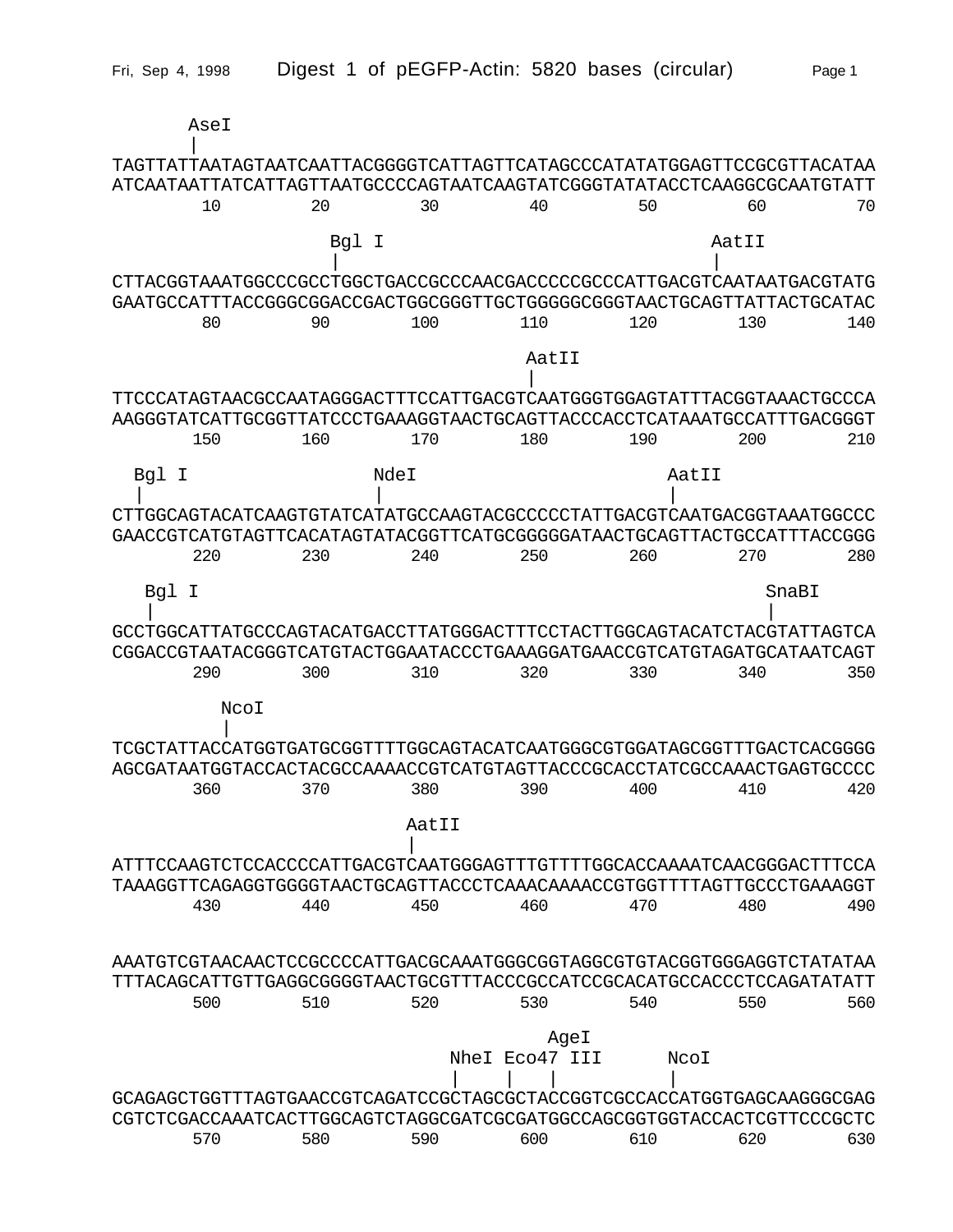# Digest 1 of pEGFP-Actin: 5820 bases (circular)

```
       AseI
       |
TAGTTATTAATAGTAATCAATTACGGGGTCATTAGTTCATAGCCCATATATGGAGTTCCGCGTTACATAA
ATCAATAATTATCATTAGTTAATGCCCCAGTAATCAAGTATCGGGTATATACCTCAAGGCGCAATGTATT
        10        20        30        40        50        60        70

                     Bgl I                              AatII
                     |                                  |
CTTACGGTAAATGGCCCGCCTGGCTGACCGCCCAACGACCCCCGCCCATTGACGTCAATAATGACGTATG
GAATGCCATTTACCGGGCGGACCGACTGGCGGGTTGCTGGGGGCGGGTAACTGCAGTTATTACTGCATAC
        80        90       100       110       120       130       140

                                               AatII
                                               |
TTCCCATAGTAACGCCAATAGGGACTTTCCATTGACGTCAATGGGTGGAGTATTTACGGTAAACTGCCCA
AAGGGTATCATTGCGGTTATCCCTGAAAGGTAACTGCAGTTACCCACCTCATAAATGCCATTTGACGGGT
       150       160       170       180       190       200       210

  Bgl I                NdeI                       AatII
  |                    |                          |
CTTGGCAGTACATCAAGTGTATCATATGCCAAGTACGCCCCCTATTGACGTCAATGACGGTAAATGGCCC
GAACCGTCATGTAGTTCACATAGTATACGGTTCATGCGGGGGATAACTGCAGTTACTGCCATTTACCGGG
       220       230       240       250       260       270       280

   Bgl I                                                     SnaBI
   |                                                         |
GCCTGGCATTATGCCCAGTACATGACCTTATGGGACTTTCCTACTTGGCAGTACATCTACGTATTAGTCA
CGGACCGTAATACGGGTCATGTACTGGAATACCCTGAAAGGATGAACCGTCATGTAGATGCATAATCAGT
       290       300       310       320       330       340       350

          NcoI
          |
TCGCTATTACCATGGTGATGCGGTTTTGGCAGTACATCAATGGGCGTGGATAGCGGTTTGACTCACGGGG
AGCGATAATGGTACCACTACGCCAAAACCGTCATGTAGTTACCCGCACCTATCGCCAAACTGAGTGCCCC
       360       370       380       390       400       410       420

                                AatII
                                |
ATTTCCAAGTCTCCACCCCATTGACGTCAATGGGAGTTTGTTTTGGCACCAAAATCAACGGGACTTTCCA
TAAAGGTTCAGAGGTGGGGTAACTGCAGTTACCCTCAAACAAAACCGTGGTTTTAGTTGCCCTGAAAGGT
       430       440       450       460       470       480       490

AAATGTCGTAACAACTCCGCCCCATTGACGCAAATGGGCGGTAGGCGTGTACGGTGGGAGGTCTATATAA
TTTACAGCATTGTTGAGGCGGGGTAACTGCGTTTACCCGCCATCCGCACATGCCACCCTCCAGATATATT
       500       510       520       530       540       550       560

                                                  AgeI
                               NheI Eco47 III      NcoI
                                   |    |    |          |
GCAGAGCTGGTTTAGTGAACCGTCAGATCCGCTAGCGCTACCGGTCGCCACCATGGTGAGCAAGGGCGAG
CGTCTCGACCAAATCACTTGGCAGTCTAGGCGATCGCGATGGCCAGCGGTGGTACCACTCGTTCCCGCTC
       570       580       590       600       610       620       630
```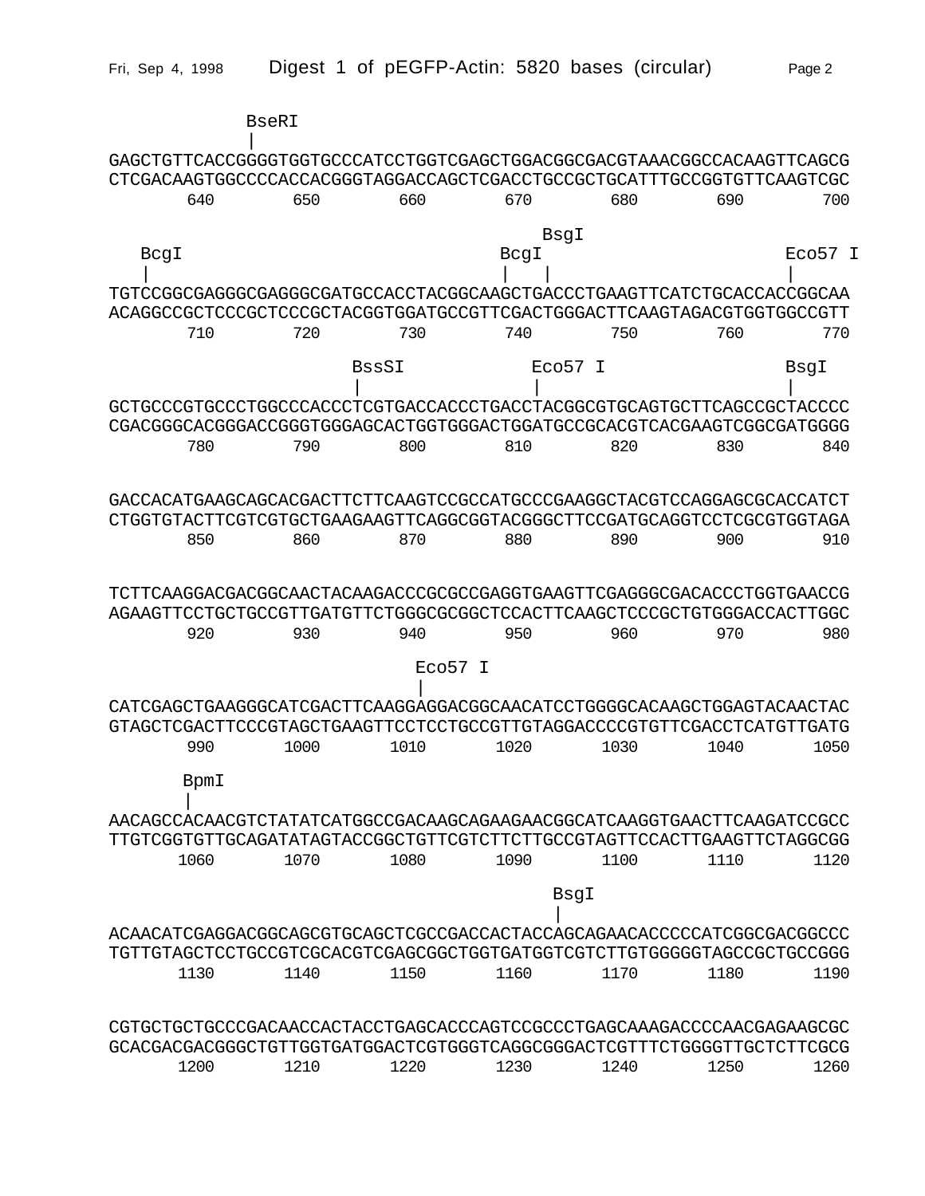```
                BseRI
                |
GAGCTGTTCACCGGGGTGGTGCCCATCCTGGTCGAGCTGGACGGCGACGTAAACGGCCACAAGTTCAGCG
CTCGACAAGTGGCCCCACCACGGGTAGGACCAGCTCGACCTGCCGCTGCATTTGCCGGTGTTCAAGTCGC
        640        650        660        670        680        690        700

                                              BsgI
   BcgI                              BcgI                             Eco57 I
   |                                 |   |                            |
TGTCCGGCGAGGGCGAGGGCGATGCCACCTACGGCAAGCTGACCCTGAAGTTCATCTGCACCACCGGCAA
ACAGGCCGCTCCCGCTCCCGCTACGGTGGATGCCGTTCGACTGGGACTTCAAGTAGACGTGGTGGCCGTT
        710        720        730        740        750        760        770

                        BssSI           Eco57 I                 BsgI
                        |               |                       |
GCTGCCCGTGCCCTGGCCCACCCTCGTGACCACCCTGACCTACGGCGTGCAGTGCTTCAGCCGCTACCCC
CGACGGGCACGGGACCGGGTGGGAGCACTGGTGGGACTGGATGCCGCACGTCACGAAGTCGGCGATGGGG
        780        790        800        810        820        830        840

GACCACATGAAGCAGCACGACTTCTTCAAGTCCGCCATGCCCGAAGGCTACGTCCAGGAGCGCACCATCT
CTGGTGTACTTCGTCGTGCTGAAGAAGTTCAGGCGGTACGGGCTTCCGATGCAGGTCCTCGCGTGGTAGA
        850        860        870        880        890        900        910

TCTTCAAGGACGACGGCAACTACAAGACCCGCGCCGAGGTGAAGTTCGAGGGCGACACCCTGGTGAACCG
AGAAGTTCCTGCTGCCGTTGATGTTCTGGGCGCGGCTCCACTTCAAGCTCCCGCTGTGGGACCACTTGGC
        920        930        940        950        960        970        980

                              Eco57 I
                              |
CATCGAGCTGAAGGGCATCGACTTCAAGGAGGACGGCAACATCCTGGGGCACAAGCTGGAGTACAACTAC
GTAGCTCGACTTCCCGTAGCTGAAGTTCCTCCTGCCGTTGTAGGACCCCGTGTTCGACCTCATGTTGATG
        990        1000        1010        1020        1030        1040        1050

    BpmI
    |
AACAGCCACAACGTCTATATCATGGCCGACAAGCAGAAGAACGGCATCAAGGTGAACTTCAAGATCCGCC
TTGTCGGTGTTGCAGATATAGTACCGGCTGTTCGTCTTCTTGCCGTAGTTCCACTTGAAGTTCTAGGCGG
        1060        1070        1080        1090        1100        1110        1120

                                          BsgI
                                          |
ACAACATCGAGGACGGCAGCGTGCAGCTCGCCGACCACTACCAGCAGAACACCCCCATCGGCGACGGCCC
TGTTGTAGCTCCTGCCGTCGCACGTCGAGCGGCTGGTGATGGTCGTCTTGTGGGGGTAGCCGCTGCCGGG
        1130        1140        1150        1160        1170        1180        1190

CGTGCTGCTGCCCGACAACCACTACCTGAGCACCCAGTCCGCCCTGAGCAAAGACCCCAACGAGAAGCGC
GCACGACGACGGGCTGTTGGTGATGGACTCGTGGGTCAGGCGGGACTCGTTTCTGGGGTTGCTCTTCGCG
        1200        1210        1220        1230        1240        1250        1260
```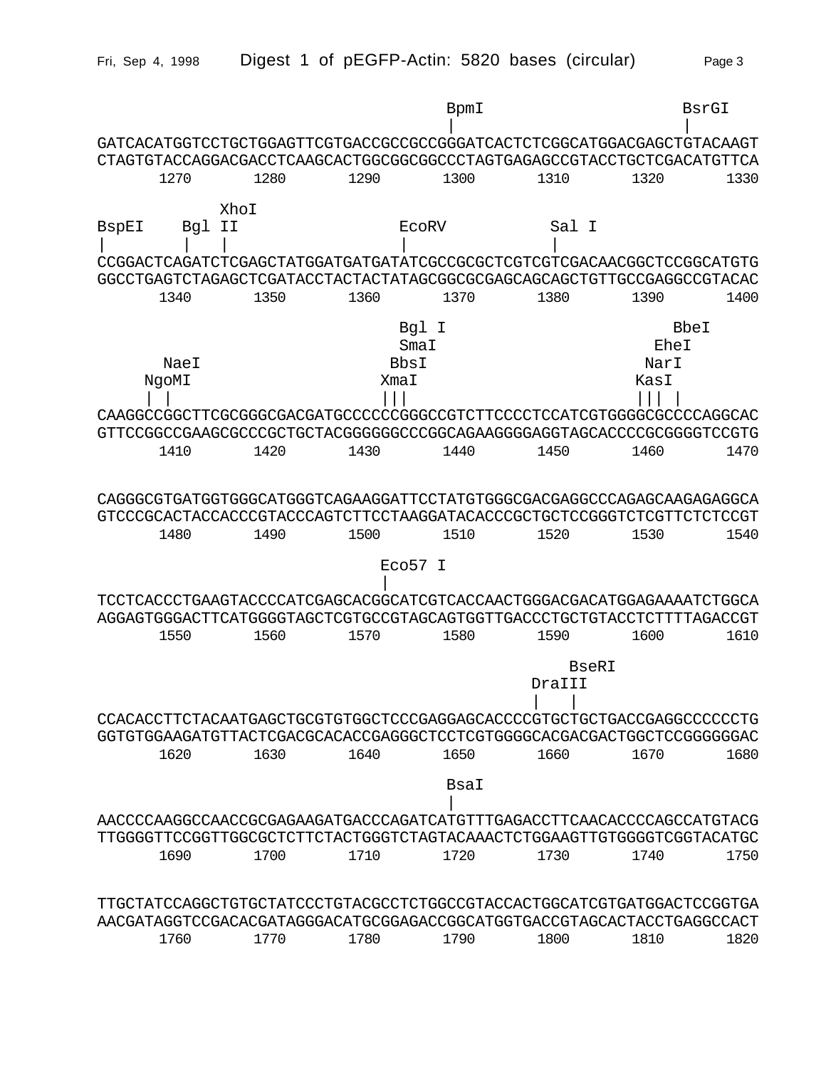```
                                       BpmI                      BsrGI
                                       |                         |
GATCACATGGTCCTGCTGGAGTTCGTGACCGCCGCCGGGATCACTCTCGGCATGGACGAGCTGTACAAGT
CTAGTGTACCAGGACGACCTCAAGCACTGGCGGCGGCCCTAGTGAGAGCCGTACCTGCTCGACATGTTCA
      1270      1280      1290      1300      1310      1320      1330

             XhoI
BspEI    Bgl II               EcoRV          Sal I
|        |   |                |              |
CCGGACTCAGATCTCGAGCTATGGATGATGATATCGCCGCGCTCGTCGTCGACAACGGCTCCGGCATGTG
GGCCTGAGTCTAGAGCTCGATACCTACTACTATAGCGGCGCGAGCAGCAGCTGTTGCCGAGGCCGTACAC
      1340      1350      1360      1370      1380      1390      1400

                              Bgl I                          BbeI
                              SmaI                         EheI
      NaeI                    BbsI                          NarI
     NgoMI                  XmaI                          KasI
     | |                    |||                           ||| |
CAAGGCCGGCTTCGCGGGCGACGATGCCCCCCGGGCCGTCTTCCCCTCCATCGTGGGGCGCCCCAGGCAC
GTTCCGGCCGAAGCGCCCGCTGCTACGGGGGGCCCGGCAGAAGGGGAGGTAGCACCCCGCGGGGTCCGTG
      1410      1420      1430      1440      1450      1460      1470

CAGGGCGTGATGGTGGGCATGGGTCAGAAGGATTCCTATGTGGGCGACGAGGCCCAGAGCAAGAGAGGCA
GTCCCGCACTACCACCCGTACCCAGTCTTCCTAAGGATACACCCGCTGCTCCGGGTCTCGTTCTCTCCGT
      1480      1490      1500      1510      1520      1530      1540

                            Eco57 I
                            |
TCCTCACCCTGAAGTACCCCATCGAGCACGGCATCGTCACCAACTGGGACGACATGGAGAAAATCTGGCA
AGGAGTGGGACTTCATGGGGTAGCTCGTGCCGTAGCAGTGGTTGACCCTGCTGTACCTCTTTTAGACCGT
      1550      1560      1570      1580      1590      1600      1610

                                                       BseRI
                                                   DraIII
                                                   |   |
CCACACCTTCTACAATGAGCTGCGTGTGGCTCCCGAGGAGCACCCCGTGCTGCTGACCGAGGCCCCCCTG
GGTGTGGAAGATGTTACTCGACGCACACCGAGGGCTCCTCGTGGGGCACGACGACTGGCTCCGGGGGGAC
      1620      1630      1640      1650      1660      1670      1680

                                       BsaI
                                       |
AACCCCAAGGCCAACCGCGAGAAGATGACCCAGATCATGTTTGAGACCTTCAACACCCCAGCCATGTACG
TTGGGGTTCCGGTTGGCGCTCTTCTACTGGGTCTAGTACAAACTCTGGAAGTTGTGGGGTCGGTACATGC
      1690      1700      1710      1720      1730      1740      1750

TTGCTATCCAGGCTGTGCTATCCCTGTACGCCTCTGGCCGTACCACTGGCATCGTGATGGACTCCGGTGA
AACGATAGGTCCGACACGATAGGGACATGCGGAGACCGGCATGGTGACCGTAGCACTACCTGAGGCCACT
      1760      1770      1780      1790      1800      1810      1820
```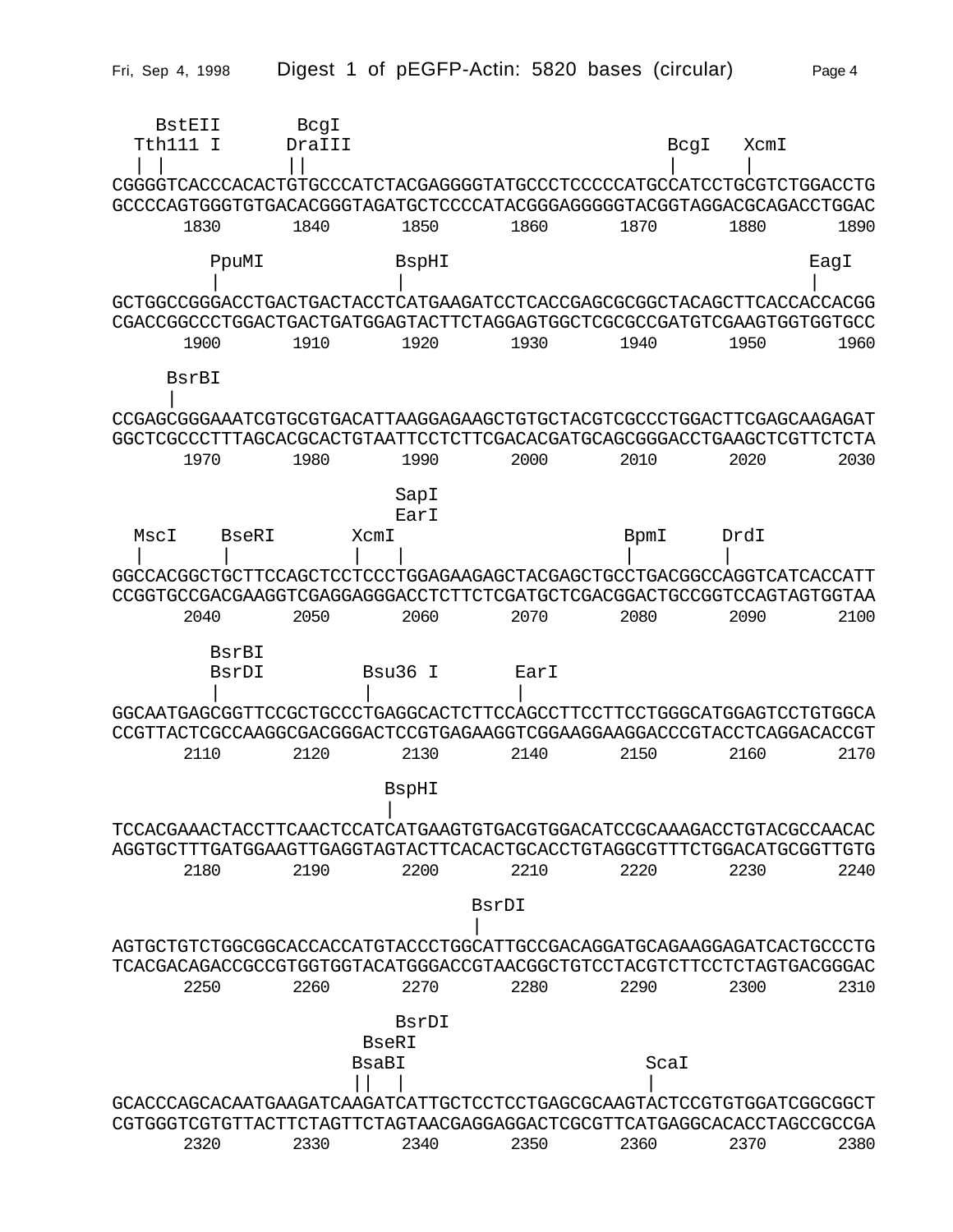```
 BstEII BcgI
 Tth111 I DraIII BcgI XcmI
 | | || | |
CGGGGTCACCCACACTGTGCCCATCTACGAGGGGTATGCCCTCCCCCATGCCATCCTGCGTCTGGACCTG
GCCCCAGTGGGTGTGACACGGGTAGATGCTCCCCATACGGGAGGGGGTACGGTAGGACGCAGACCTGGAC
 1830 1840 1850 1860 1870 1880 1890

 PpuMI BspHI EagI
 | | |
GCTGGCCGGGACCTGACTGACTACCTCATGAAGATCCTCACCGAGCGCGGCTACAGCTTCACCACCACGG
CGACCGGCCCTGGACTGACTGATGGAGTACTTCTAGGAGTGGCTCGCGCCGATGTCGAAGTGGTGGTGCC
 1900 1910 1920 1930 1940 1950 1960

 BsrBI
 |
CCGAGCGGGAAATCGTGCGTGACATTAAGGAGAAGCTGTGCTACGTCGCCCTGGACTTCGAGCAAGAGAT
GGCTCGCCCTTTAGCACGCACTGTAATTCCTCTTCGACACGATGCAGCGGGACCTGAAGCTCGTTCTCTA
 1970 1980 1990 2000 2010 2020 2030

 SapI
 EarI
 MscI BseRI XcmI BpmI DrdI
 | | | | | |
GGCCACGGCTGCTTCCAGCTCCTCCCTGGAGAAGAGCTACGAGCTGCCTGACGGCCAGGTCATCACCATT
CCGGTGCCGACGAAGGTCGAGGAGGGACCTCTTCTCGATGCTCGACGGACTGCCGGTCCAGTAGTGGTAA
 2040 2050 2060 2070 2080 2090 2100

 BsrBI
 BsrDI Bsu36 I EarI
 | | |
GGCAATGAGCGGTTCCGCTGCCCTGAGGCACTCTTCCAGCCTTCCTTCCTGGGCATGGAGTCCTGTGGCA
CCGTTACTCGCCAAGGCGACGGGACTCCGTGAGAAGGTCGGAAGGAAGGACCCGTACCTCAGGACACCGT
 2110 2120 2130 2140 2150 2160 2170

 BspHI
 |
TCCACGAAACTACCTTCAACTCCATCATGAAGTGTGACGTGGACATCCGCAAAGACCTGTACGCCAACAC
AGGTGCTTTGATGGAAGTTGAGGTAGTACTTCACACTGCACCTGTAGGCGTTTCTGGACATGCGGTTGTG
 2180 2190 2200 2210 2220 2230 2240

 BsrDI
 |
AGTGCTGTCTGGCGGCACCACCATGTACCCTGGCATTGCCGACAGGATGCAGAAGGAGATCACTGCCCTG
TCACGACAGACCGCCGTGGTGGTACATGGGACCGTAACGGCTGTCCTACGTCTTCCTCTAGTGACGGGAC
 2250 2260 2270 2280 2290 2300 2310

 BsrDI
 BseRI
 BsaBI ScaI
 || | |
GCACCCAGCACAATGAAGATCAAGATCATTGCTCCTCCTGAGCGCAAGTACTCCGTGTGGATCGGCGGCT
CGTGGGTCGTGTTACTTCTAGTTCTAGTAACGAGGAGGACTCGCGTTCATGAGGCACACCTAGCCGCCGA
 2320 2330 2340 2350 2360 2370 2380
```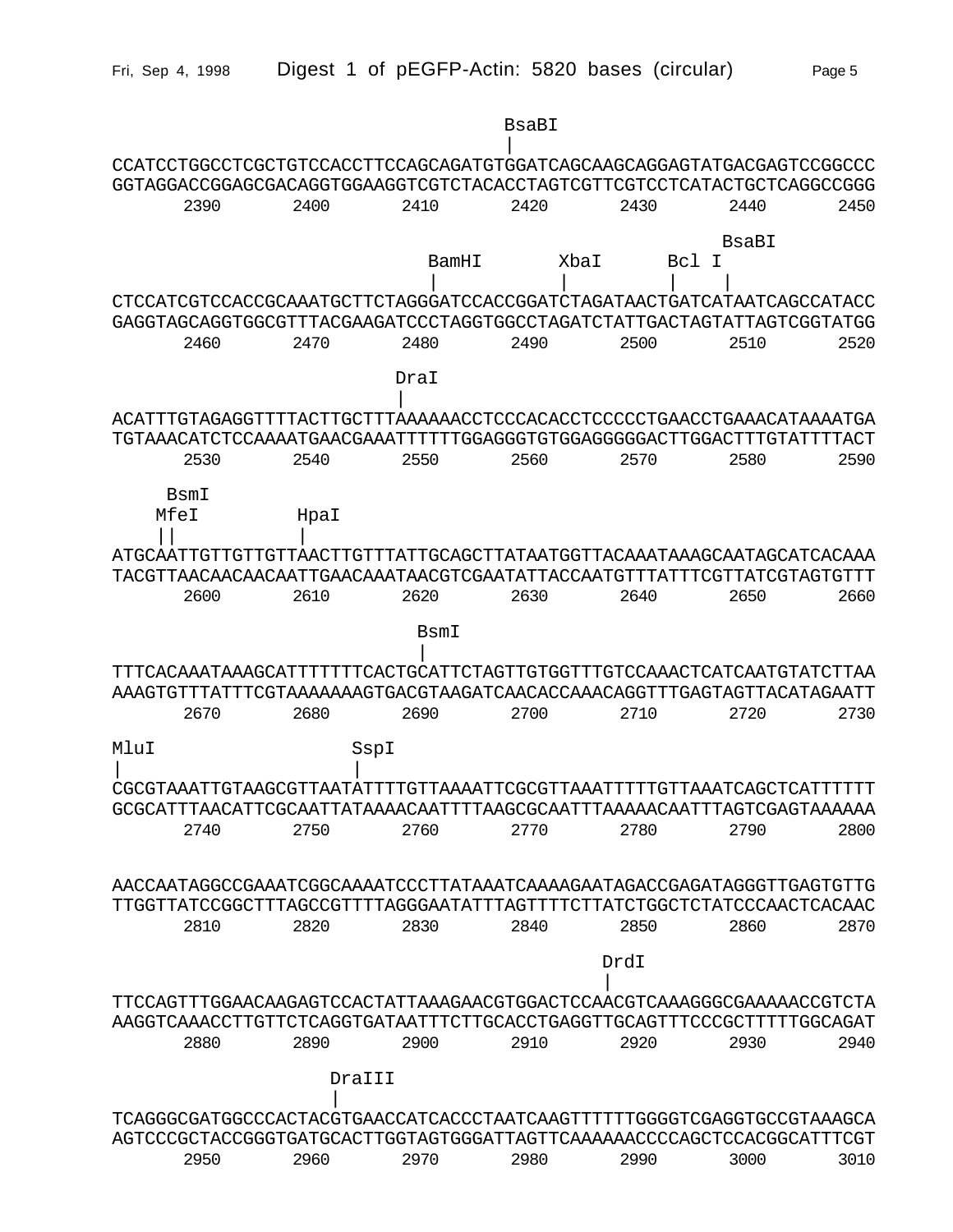Digest 1 of pEGFP-Actin: 5820 bases (circular)

```
                                               BsaBI
                                               |
CCATCCTGGCCTCGCTGTCCACCTTCCAGCAGATGTGGATCAGCAAGCAGGAGTATGACGAGTCCGGCCC
GGTAGGACCGGAGCGACAGGTGGAAGGTCGTCTACACCTAGTCGTTCGTCCTCATACTGCTCAGGCCGGG
      2390      2400      2410      2420      2430      2440      2450

                                                                 BsaBI
                               BamHI        XbaI       Bcl I
                                |           |          |    |
CTCCATCGTCCACCGCAAATGCTTCTAGGGATCCACCGGATCTAGATAACTGATCATAATCAGCCATACC
GAGGTAGCAGGTGGCGTTTACGAAGATCCCTAGGTGGCCTAGATCTATTGACTAGTATTAGTCGGTATGG
      2460      2470      2480      2490      2500      2510      2520

                            DraI
                            |
ACATTTGTAGAGGTTTTACTTGCTTTAAAAAACCTCCCACACCTCCCCCTGAACCTGAAACATAAAATGA
TGTAAACATCTCCAAAATGAACGAAATTTTTTGGAGGGTGTGGAGGGGGACTTGGACTTTGTATTTTACT
      2530      2540      2550      2560      2570      2580      2590

     BsmI
    MfeI         HpaI
    ||           |
ATGCAATTGTTGTTGTTAACTTGTTTATTGCAGCTTATAATGGTTACAAATAAAGCAATAGCATCACAAA
TACGTTAACAACAACAATTGAACAAATAACGTCGAATATTACCAATGTTTATTTCGTTATCGTAGTGTTT
      2600      2610      2620      2630      2640      2650      2660

                              BsmI
                              |
TTTCACAAATAAAGCATTTTTTTCACTGCATTCTAGTTGTGGTTTGTCCAAACTCATCAATGTATCTTAA
AAAGTGTTTATTTCGTAAAAAAAGTGACGTAAGATCAACACCAAACAGGTTTGAGTAGTTACATAGAATT
      2670      2680      2690      2700      2710      2720      2730

MluI                 SspI
|                    |
CGCGTAAATTGTAAGCGTTAATATTTTGTTAAAATTCGCGTTAAATTTTTGTTAAATCAGCTCATTTTTT
GCGCATTTAACATTCGCAATTATAAAACAATTTTAAGCGCAATTTAAAAACAATTTAGTCGAGTAAAAAA
      2740      2750      2760      2770      2780      2790      2800

AACCAATAGGCCGAAATCGGCAAAATCCCTTATAAATCAAAAGAATAGACCGAGATAGGGTTGAGTGTTG
TTGGTTATCCGGCTTTAGCCGTTTTAGGGAATATTTAGTTTTCTTATCTGGCTCTATCCCAACTCACAAC
      2810      2820      2830      2840      2850      2860      2870

                                                      DrdI
                                                      |
TTCCAGTTTGGAACAAGAGTCCACTATTAAAGAACGTGGACTCCAACGTCAAAGGGCGAAAAACCGTCTA
AAGGTCAAACCTTGTTCTCAGGTGATAATTTCTTGCACCTGAGGTTGCAGTTTCCCGCTTTTTGGCAGAT
      2880      2890      2900      2910      2920      2930      2940

                  DraIII
                  |
TCAGGGCGATGGCCCACTACGTGAACCATCACCCTAATCAAGTTTTTTGGGGTCGAGGTGCCGTAAAGCA
AGTCCCGCTACCGGGTGATGCACTTGGTAGTGGGATTAGTTCAAAAAACCCCAGCTCCACGGCATTTCGT
      2950      2960      2970      2980      2990      3000      3010
```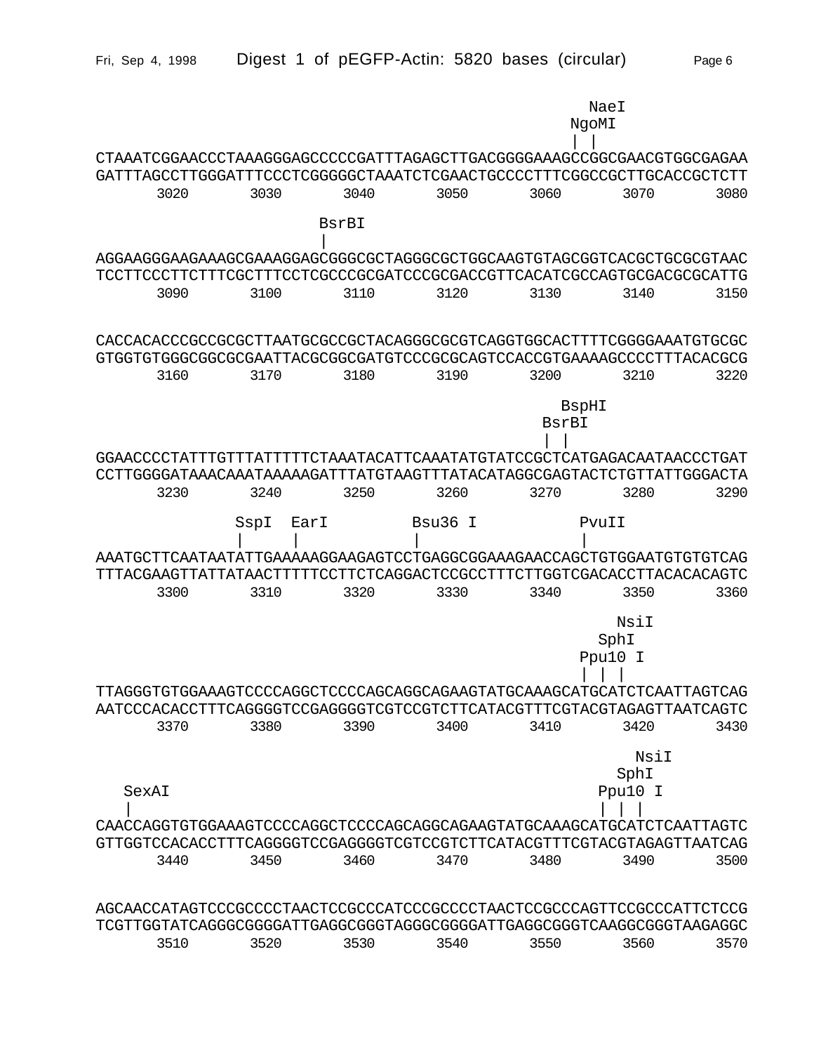Digest 1 of pEGFP-Actin: 5820 bases (circular)

```
                                                        NaeI
                                                      NgoMI
                                                      | |
CTAAATCGGAACCCTAAAGGGAGCCCCCGATTTAGAGCTTGACGGGGAAAGCCGGCGAACGTGGCGAGAA
GATTTAGCCTTGGGATTTCCCTCGGGGGCTAAATCTCGAACTGCCCCTTTCGGCCGCTTGCACCGCTCTT
      3020      3030      3040      3050      3060      3070      3080

                        BsrBI
                        |
AGGAAGGGAAGAAAGCGAAAGGAGCGGGCGCTAGGGCGCTGGCAAGTGTAGCGGTCACGCTGCGCGTAAC
TCCTTCCCTTCTTTCGCTTTCCTCGCCCGCGATCCCGCGACCGTTCACATCGCCAGTGCGACGCGCATTG
      3090      3100      3110      3120      3130      3140      3150

CACCACACCCGCCGCGCTTAATGCGCCGCTACAGGGCGCGTCAGGTGGCACTTTTCGGGGAAATGTGCGC
GTGGTGTGGGCGGCGCGAATTACGCGGCGATGTCCCGCGCAGTCCACCGTGAAAAGCCCCTTTACACGCG
      3160      3170      3180      3190      3200      3210      3220

                                                     BspHI
                                                   BsrBI
                                                   | |
GGAACCCCTATTTGTTTATTTTTCTAAATACATTCAAATATGTATCCGCTCATGAGACAATAACCCTGAT
CCTTGGGGATAAACAAATAAAAAGATTTATGTAAGTTTATACATAGGCGAGTACTCTGTTATTGGGACTA
      3230      3240      3250      3260      3270      3280      3290

               SspI  EarI         Bsu36 I           PvuII
               |     |            |                 |
AAATGCTTCAATAATATTGAAAAAGGAAGAGTCCTGAGGCGGAAAGAACCAGCTGTGGAATGTGTGTCAG
TTTACGAAGTTATTATAACTTTTTCCTTCTCAGGACTCCGCCTTTCTTGGTCGACACCTTACACACAGTC
      3300      3310      3320      3330      3340      3350      3360

                                                         NsiI
                                                       SphI
                                                     Ppu10 I
                                                     | | |
TTAGGGTGTGGAAAGTCCCCAGGCTCCCCAGCAGGCAGAAGTATGCAAAGCATGCATCTCAATTAGTCAG
AATCCCACACCTTTCAGGGGTCCGAGGGGTCGTCCGTCTTCATACGTTTCGTACGTAGAGTTAATCAGTC
      3370      3380      3390      3400      3410      3420      3430

                                                           NsiI
                                                         SphI
   SexAI                                               Ppu10 I
   |                                                   | | |
CAACCAGGTGTGGAAAGTCCCCAGGCTCCCCAGCAGGCAGAAGTATGCAAAGCATGCATCTCAATTAGTC
GTTGGTCCACACCTTTCAGGGGTCCGAGGGGTCGTCCGTCTTCATACGTTTCGTACGTAGAGTTAATCAG
      3440      3450      3460      3470      3480      3490      3500

AGCAACCATAGTCCCGCCCCTAACTCCGCCCATCCCGCCCCTAACTCCGCCCAGTTCCGCCCATTCTCCG
TCGTTGGTATCAGGGCGGGGATTGAGGCGGGTAGGGCGGGGATTGAGGCGGGTCAAGGCGGGTAAGAGGC
      3510      3520      3530      3540      3550      3560      3570
```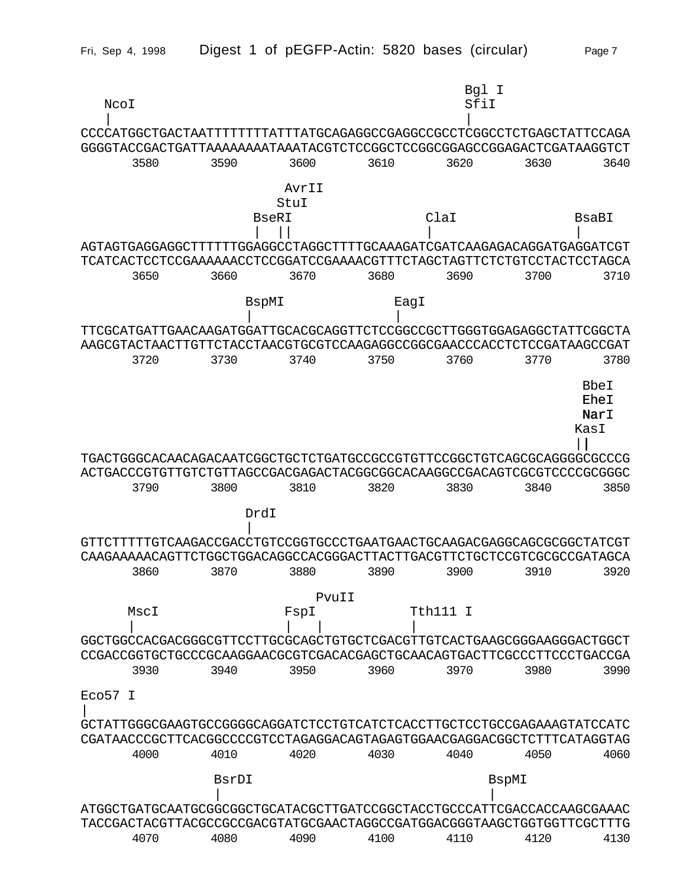# Digest 1 of pEGFP-Actin: 5820 bases (circular)

```
                                                 Bgl I
  NcoI                                           SfiI
  |                                              |
CCCCATGGCTGACTAATTTTTTTTATTTATGCAGAGGCCGAGGCCGCCTCGGCCTCTGAGCTATTCCAGA
GGGGTACCGACTGATTAAAAAAAATAAATACGTCTCCGGCTCCGGCGGAGCCGGAGACTCGATAAGGTCT
      3580      3590      3600      3610      3620      3630      3640

                                   AvrII
                                  StuI
                              BseRI                   ClaI                BsaBI
                              |   ||                  |                  |
AGTAGTGAGGAGGCTTTTTTGGAGGCCTAGGCTTTTGCAAAGATCGATCAAGAGACAGGATGAGGATCGT
TCATCACTCCTCCGAAAAAACCTCCGGATCCGAAAACGTTTCTAGCTAGTTCTCTGTCCTACTCCTAGCA
      3650      3660      3670      3680      3690      3700      3710

                    BspMI                EagI
                    |                    |
TTCGCATGATTGAACAAGATGGATTGCACGCAGGTTCTCCGGCCGCTTGGGTGGAGAGGCTATTCGGCTA
AAGCGTACTAACTTGTTCTACCTAACGTGCGTCCAAGAGGCCGGCGAACCCACCTCTCCGATAAGCCGAT
      3720      3730      3740      3750      3760      3770      3780

                                                                    BbeI
                                                                    EheI
                                                                    NarI
                                                                   KasI
                                                                   ||
TGACTGGGCACAACAGACAATCGGCTGCTCTGATGCCGCCGTGTTCCGGCTGTCAGCGCAGGGGCGCCCG
ACTGACCCGTGTTGTCTGTTAGCCGACGAGACTACGGCGGCACAAGGCCGACAGTCGCGTCCCCGCGGGC
      3790      3800      3810      3820      3830      3840      3850

                    DrdI
                    |
GTTCTTTTTGTCAAGACCGACCTGTCCGGTGCCCTGAATGAACTGCAAGACGAGGCAGCGCGGCTATCGT
CAAGAAAAACAGTTCTGGCTGGACAGGCCACGGGACTTACTTGACGTTCTGCTCCGTCGCGCCGATAGCA
      3860      3870      3880      3890      3900      3910      3920

                                       PvuII
     MscI                FspI                Tth111 I
     |                   |    |              |
GGCTGGCCACGACGGGCGTTCCTTGCGCAGCTGTGCTCGACGTTGTCACTGAAGCGGGAAGGGACTGGCT
CCGACCGGTGCTGCCCGCAAGGAACGCGTCGACACGAGCTGCAACAGTGACTTCGCCCTTCCCTGACCGA
      3930      3940      3950      3960      3970      3980      3990

Eco57 I
|
GCTATTGGGCGAAGTGCCGGGGCAGGATCTCCTGTCATCTCACCTTGCTCCTGCCGAGAAAGTATCCATC
CGATAACCCGCTTCACGGCCCCGTCCTAGAGGACAGTAGAGTGGAACGAGGACGGCTCTTTCATAGGTAG
      4000      4010      4020      4030      4040      4050      4060

                BsrDI                                  BspMI
                |                                      |
ATGGCTGATGCAATGCGGCGGCTGCATACGCTTGATCCGGCTACCTGCCCATTCGACCACCAAGCGAAAC
TACCGACTACGTTACGCCGCCGACGTATGCGAACTAGGCCGATGGACGGGTAAGCTGGTGGTTCGCTTTG
      4070      4080      4090      4100      4110      4120      4130
```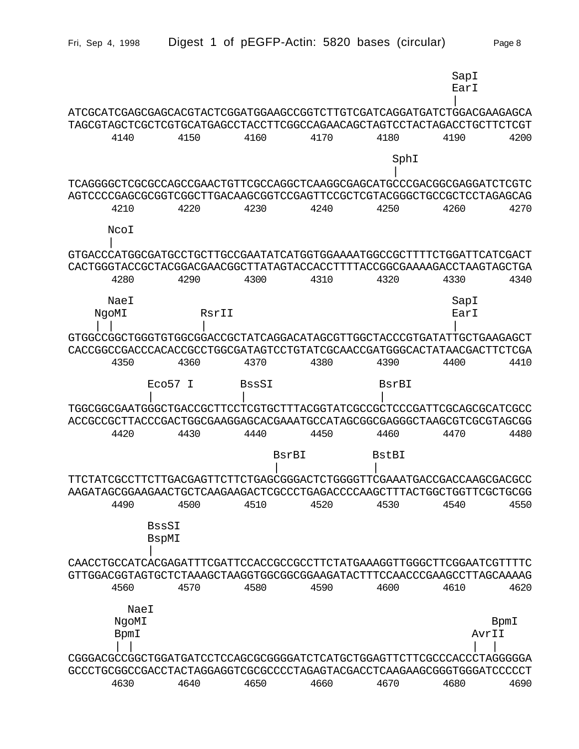```
                                                                       SapI
                                                                       EarI
                                                                        |
ATCGCATCGAGCGAGCACGTACTCGGATGGAAGCCGGTCTTGTCGATCAGGATGATCTGGACGAAGAGCA
TAGCGTAGCTCGCTCGTGCATGAGCCTACCTTCGGCCAGAACAGCTAGTCCTACTAGACCTGCTTCTCGT
      4140      4150      4160      4170      4180      4190      4200

                                                              SphI
                                                               |
TCAGGGGCTCGCGCCAGCCGAACTGTTCGCCAGGCTCAAGGCGAGCATGCCCGACGGCGAGGATCTCGTC
AGTCCCCGAGCGCGGTCGGCTTGACAAGCGGTCCGAGTTCCGCTCGTACGGGCTGCCGCTCCTAGAGCAG
      4210      4220      4230      4240      4250      4260      4270

      NcoI
       |
GTGACCCATGGCGATGCCTGCTTGCCGAATATCATGGTGGAAAATGGCCGCTTTTCTGGATTCATCGACT
CACTGGGTACCGCTACGGACGAACGGCTTATAGTACCACCTTTTACCGGCGAAAAGACCTAAGTAGCTGA
      4280      4290      4300      4310      4320      4330      4340

      NaeI                                                             SapI
    NgoMI           RsrII                                              EarI
     | |              |                                                 |
GTGGCCGGCTGGGTGTGGCGGACCGCTATCAGGACATAGCGTTGGCTACCCGTGATATTGCTGAAGAGCT
CACCGGCCGACCCACACCGCCTGGCGATAGTCCTGTATCGCAACCGATGGGCACTATAACGACTTCTCGA
      4350      4360      4370      4380      4390      4400      4410

            Eco57 I       BssSI                   BsrBI
             |             |                       |
TGGCGGCGAATGGGCTGACCGCTTCCTCGTGCTTTACGGTATCGCCGCTCCCGATTCGCAGCGCATCGCC
ACCGCCGCTTACCCGACTGGCGAAGGAGCACGAAATGCCATAGCGGCGAGGGCTAAGCGTCGCGTAGCGG
      4420      4430      4440      4450      4460      4470      4480

                                  BsrBI          BstBI
                                   |              |
TTCTATCGCCTTCTTGACGAGTTCTTCTGAGCGGGACTCTGGGGTTCGAAATGACCGACCAAGCGACGCC
AAGATAGCGGAAGAACTGCTCAAGAAGACTCGCCCTGAGACCCCAAGCTTTACTGGCTGGTTCGCTGCGG
      4490      4500      4510      4520      4530      4540      4550

            BssSI
            BspMI
             |
CAACCTGCCATCACGAGATTTCGATTCCACCGCCGCCTTCTATGAAAGGTTGGGCTTCGGAATCGTTTTC
GTTGGACGGTAGTGCTCTAAAGCTAAGGTGGCGGCGGAAGATACTTTCCAACCCGAAGCCTTAGCAAAAG
      4560      4570      4580      4590      4600      4610      4620

        NaeI
      NgoMI                                                              BpmI
      BpmI                                                             AvrII
       | |                                                              |  |
CGGGACGCCGGCTGGATGATCCTCCAGCGCGGGGATCTCATGCTGGAGTTCTTCGCCCACCCTAGGGGGA
GCCCTGCGGCCGACCTACTAGGAGGTCGCGCCCCTAGAGTACGACCTCAAGAAGCGGGTGGGATCCCCCT
      4630      4640      4650      4660      4670      4680      4690
```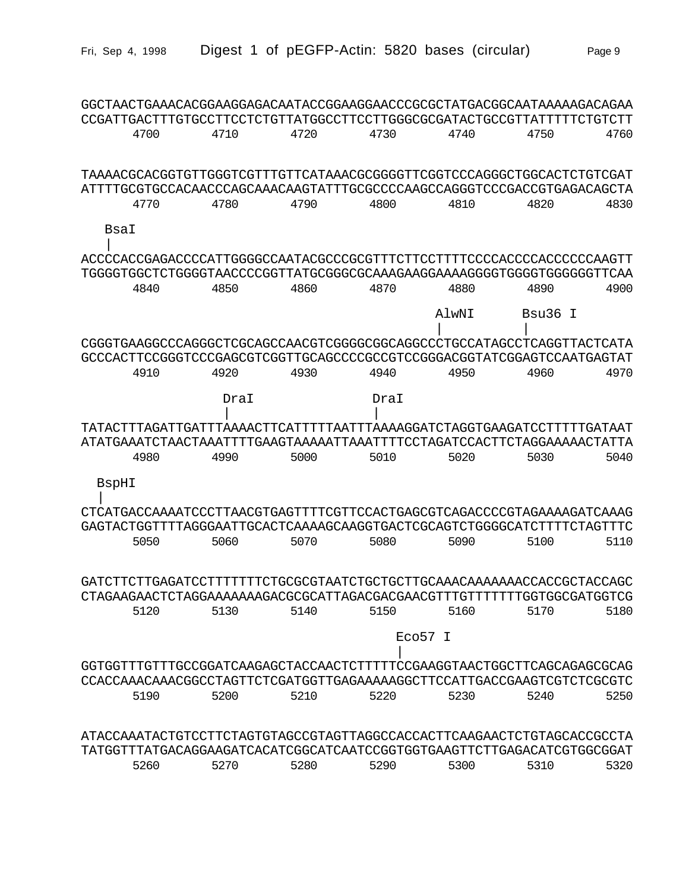```
GGCTAACTGAAACACGGAAGGAGACAATACCGGAAGGAACCCGCGCTATGACGGCAATAAAAAGACAGAA
CCGATTGACTTTGTGCCTTCCTCTGTTATGGCCTTCCTTGGGCGCGATACTGCCGTTATTTTTCTGTCTT
       4700      4710      4720      4730      4740      4750      4760

TAAAACGCACGGTGTTGGGTCGTTTGTTCATAAACGCGGGGTTCGGTCCCAGGGCTGGCACTCTGTCGAT
ATTTTGCGTGCCACAACCCAGCAAACAAGTATTTGCGCCCCAAGCCAGGGTCCCGACCGTGAGACAGCTA
       4770      4780      4790      4800      4810      4820      4830

   BsaI
   |
ACCCCACCGAGACCCCATTGGGGCCAATACGCCCGCGTTTCTTCCTTTTCCCCACCCCACCCCCCAAGTT
TGGGGTGGCTCTGGGGTAACCCCGGTTATGCGGGCGCAAAGAAGGAAAAGGGGTGGGGTGGGGGGTTCAA
       4840      4850      4860      4870      4880      4890      4900

                                                AlwNI      Bsu36 I
                                                |          |
CGGGTGAAGGCCCAGGGCTCGCAGCCAACGTCGGGGCGGCAGGCCCTGCCATAGCCTCAGGTTACTCATA
GCCCACTTCCGGGTCCCGAGCGTCGGTTGCAGCCCCGCCGTCCGGGACGGTATCGGAGTCCAATGAGTAT
       4910      4920      4930      4940      4950      4960      4970

                 DraI                DraI
                 |                   |
TATACTTTAGATTGATTTAAAACTTCATTTTTAATTTAAAAGGATCTAGGTGAAGATCCTTTTTGATAAT
ATATGAAATCTAACTAAATTTTGAAGTAAAAATTAAATTTTCCTAGATCCACTTCTAGGAAAAACTATTA
       4980      4990      5000      5010      5020      5030      5040

  BspHI
  |
CTCATGACCAAAATCCCTTAACGTGAGTTTTCGTTCCACTGAGCGTCAGACCCCGTAGAAAAGATCAAAG
GAGTACTGGTTTTAGGGAATTGCACTCAAAAGCAAGGTGACTCGCAGTCTGGGGCATCTTTTCTAGTTTC
       5050      5060      5070      5080      5090      5100      5110

GATCTTCTTGAGATCCTTTTTTTCTGCGCGTAATCTGCTGCTTGCAAACAAAAAAACCACCGCTACCAGC
CTAGAAGAACTCTAGGAAAAAAAGACGCGCATTAGACGACGAACGTTTGTTTTTTTGGTGGCGATGGTCG
       5120      5130      5140      5150      5160      5170      5180

                                             Eco57 I
                                             |
GGTGGTTTGTTTGCCGGATCAAGAGCTACCAACTCTTTTTCCGAAGGTAACTGGCTTCAGCAGAGCGCAG
CCACCAAACAAACGGCCTAGTTCTCGATGGTTGAGAAAAAGGCTTCCATTGACCGAAGTCGTCTCGCGTC
       5190      5200      5210      5220      5230      5240      5250

ATACCAAATACTGTCCTTCTAGTGTAGCCGTAGTTAGGCCACCACTTCAAGAACTCTGTAGCACCGCCTA
TATGGTTTATGACAGGAAGATCACATCGGCATCAATCCGGTGGTGAAGTTCTTGAGACATCGTGGCGGAT
       5260      5270      5280      5290      5300      5310      5320
```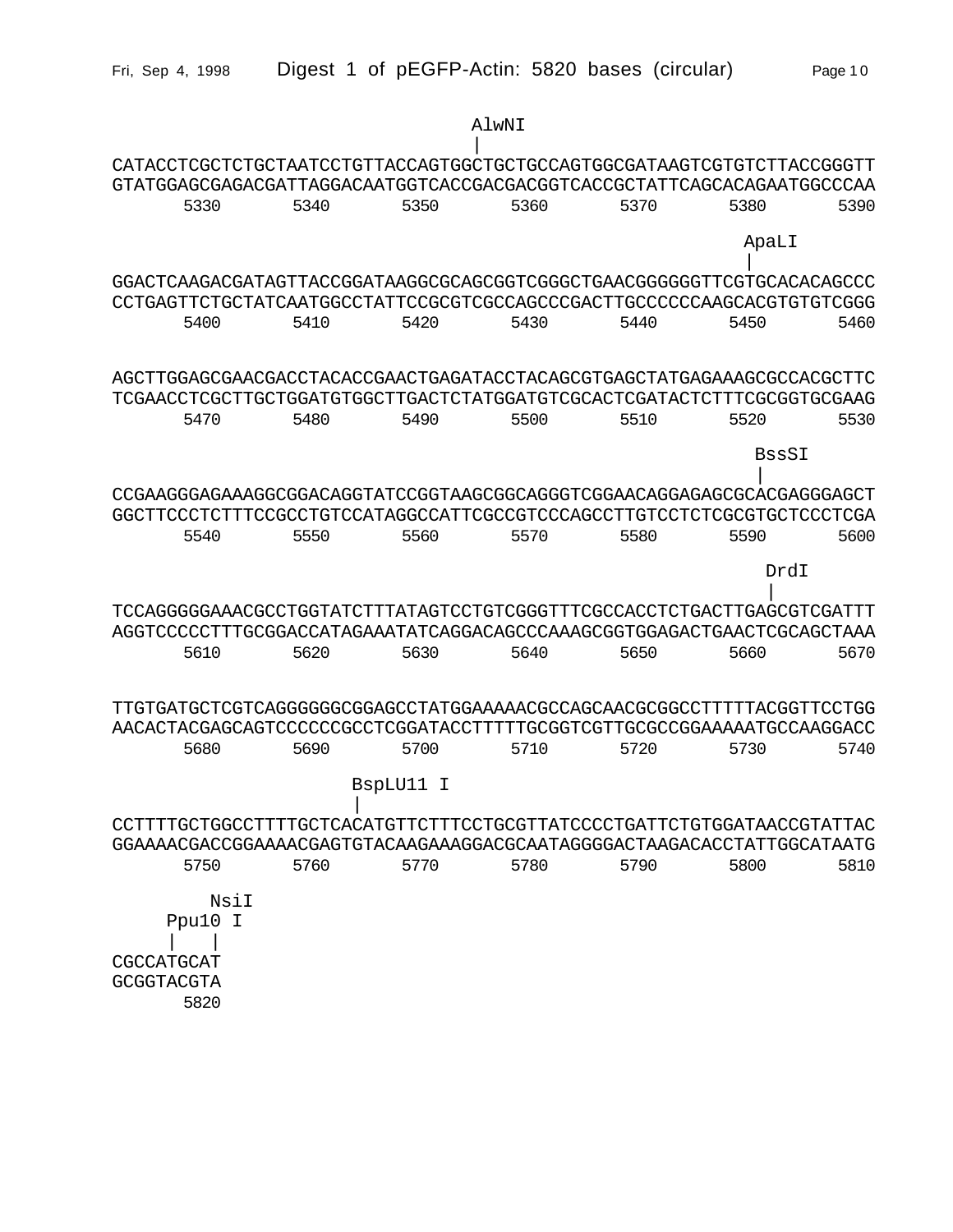# Digest 1 of pEGFP-Actin: 5820 bases (circular)

```
                                         AlwNI
                                         |
CATACCTCGCTCTGCTAATCCTGTTACCAGTGGCTGCTGCCAGTGGCGATAAGTCGTGTCTTACCGGGTT
GTATGGAGCGAGACGATTAGGACAATGGTCACCGACGACGGTCACCGCTATTCAGCACAGAATGGCCCAA
      5330      5340      5350      5360      5370      5380      5390

                                                                 ApaLI
                                                                 |
GGACTCAAGACGATAGTTACCGGATAAGGCGCAGCGGTCGGGCTGAACGGGGGGTTCGTGCACACAGCCC
CCTGAGTTCTGCTATCAATGGCCTATTCCGCGTCGCCAGCCCGACTTGCCCCCCAAGCACGTGTGTCGGG
      5400      5410      5420      5430      5440      5450      5460

AGCTTGGAGCGAACGACCTACACCGAACTGAGATACCTACAGCGTGAGCTATGAGAAAGCGCCACGCTTC
TCGAACCTCGCTTGCTGGATGTGGCTTGACTCTATGGATGTCGCACTCGATACTCTTTCGCGGTGCGAAG
      5470      5480      5490      5500      5510      5520      5530

                                                                  BssSI
                                                                  |
CCGAAGGGAGAAAGGCGGACAGGTATCCGGTAAGCGGCAGGGTCGGAACAGGAGAGCGCACGAGGGAGCT
GGCTTCCCTCTTTCCGCCTGTCCATAGGCCATTCGCCGTCCCAGCCTTGTCCTCTCGCGTGCTCCCTCGA
      5540      5550      5560      5570      5580      5590      5600

                                                                   DrdI
                                                                   |
TCCAGGGGGAAACGCCTGGTATCTTTATAGTCCTGTCGGGTTTCGCCACCTCTGACTTGAGCGTCGATTT
AGGTCCCCCTTTGCGGACCATAGAAATATCAGGACAGCCCAAAGCGGTGGAGACTGAACTCGCAGCTAAA
      5610      5620      5630      5640      5650      5660      5670

TTGTGATGCTCGTCAGGGGGGCGGAGCCTATGGAAAAACGCCAGCAACGCGGCCTTTTTACGGTTCCTGG
AACACTACGAGCAGTCCCCCCGCCTCGGATACCTTTTTGCGGTCGTTGCGCCGGAAAAATGCCAAGGACC
      5680      5690      5700      5710      5720      5730      5740

                      BspLU11 I
                      |
CCTTTTGCTGGCCTTTTGCTCACATGTTCTTTCCTGCGTTATCCCCTGATTCTGTGGATAACCGTATTAC
GGAAAACGACCGGAAAACGAGTGTACAAGAAAGGACGCAATAGGGGACTAAGACACCTATTGGCATAATG
      5750      5760      5770      5780      5790      5800      5810

        NsiI
    Ppu10 I
     |   |
CGCCATGCAT
GCGGTACGTA
      5820
```